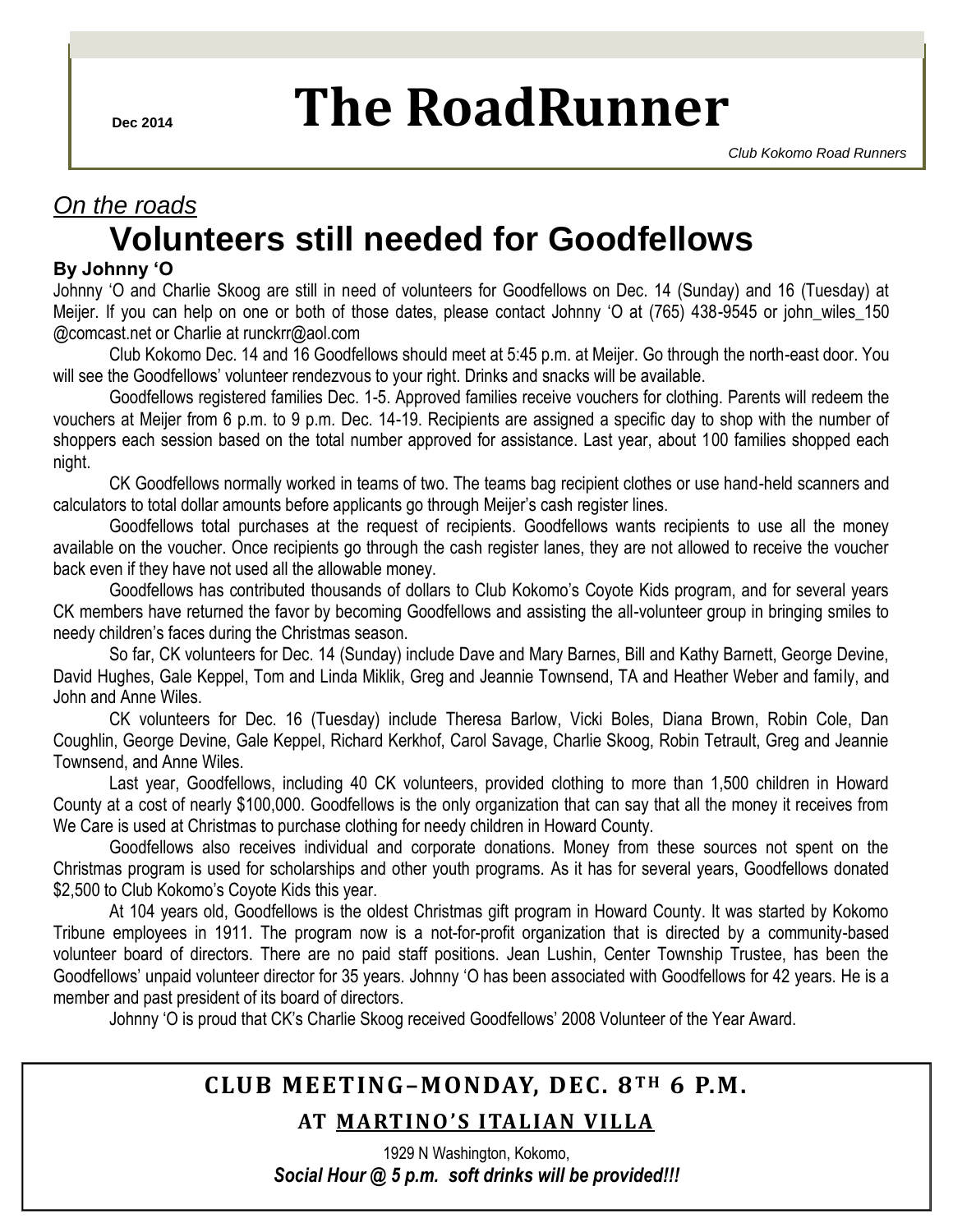Dec 2014

# The RoadRunner

*Club Kokomo Road Runners*

*On the roads*

## Volunteers still needed for Goodfellows

**By Johnny 'O**

Johnny 'O and Charlie Skoog are still in need of volunteers for Goodfellows on Dec. 14 (Sunday) and 16 (Tuesday) at Meijer. If you can help on one or both of those dates, please contact Johnny 'O at (765) 438-9545 or john_wiles_150 @comcast.net or Charlie at runckrr@aol.com

Club Kokomo Dec. 14 and 16 Goodfellows should meet at 5:45 p.m. at Meijer. Go through the north-east door. You will see the Goodfellows' volunteer rendezvous to your right. Drinks and snacks will be available.

Goodfellows registered families Dec. 1-5. Approved families receive vouchers for clothing. Parents will redeem the vouchers at Meijer from 6 p.m. to 9 p.m. Dec. 14-19. Recipients are assigned a specific day to shop with the number of shoppers each session based on the total number approved for assistance. Last year, about 100 families shopped each night.

CK Goodfellows normally worked in teams of two. The teams bag recipient clothes or use hand-held scanners and calculators to total dollar amounts before applicants go through Meijer's cash register lines.

Goodfellows total purchases at the request of recipients. Goodfellows wants recipients to use all the money available on the voucher. Once recipients go through the cash register lanes, they are not allowed to receive the voucher back even if they have not used all the allowable money.

Goodfellows has contributed thousands of dollars to Club Kokomo's Coyote Kids program, and for several years CK members have returned the favor by becoming Goodfellows and assisting the all-volunteer group in bringing smiles to needy children's faces during the Christmas season.

So far, CK volunteers for Dec. 14 (Sunday) include Dave and Mary Barnes, Bill and Kathy Barnett, George Devine, David Hughes, Gale Keppel, Tom and Linda Miklik, Greg and Jeannie Townsend, TA and Heather Weber and family, and John and Anne Wiles.

CK volunteers for Dec. 16 (Tuesday) include Theresa Barlow, Vicki Boles, Diana Brown, Robin Cole, Dan Coughlin, George Devine, Gale Keppel, Richard Kerkhof, Carol Savage, Charlie Skoog, Robin Tetrault, Greg and Jeannie Townsend, and Anne Wiles.

Last year, Goodfellows, including 40 CK volunteers, provided clothing to more than 1,500 children in Howard County at a cost of nearly $100,000. Goodfellows is the only organization that can say that all the money it receives from We Care is used at Christmas to purchase clothing for needy children in Howard County.

Goodfellows also receives individual and corporate donations. Money from these sources not spent on the Christmas program is used for scholarships and other youth programs. As it has for several years, Goodfellows donated $2,500 to Club Kokomo's Coyote Kids this year.

At 104 years old, Goodfellows is the oldest Christmas gift program in Howard County. It was started by Kokomo Tribune employees in 1911. The program now is a not-for-profit organization that is directed by a community-based volunteer board of directors. There are no paid staff positions. Jean Lushin, Center Township Trustee, has been the Goodfellows' unpaid volunteer director for 35 years. Johnny 'O has been associated with Goodfellows for 42 years. He is a member and past president of its board of directors.

Johnny 'O is proud that CK's Charlie Skoog received Goodfellows' 2008 Volunteer of the Year Award.

---

**CLUB MEETING–MONDAY, DEC. 8TH 6 P.M.**

**AT MARTINO'S ITALIAN VILLA**

1929 N Washington, Kokomo,

***Social Hour @ 5 p.m. soft drinks will be provided!!!***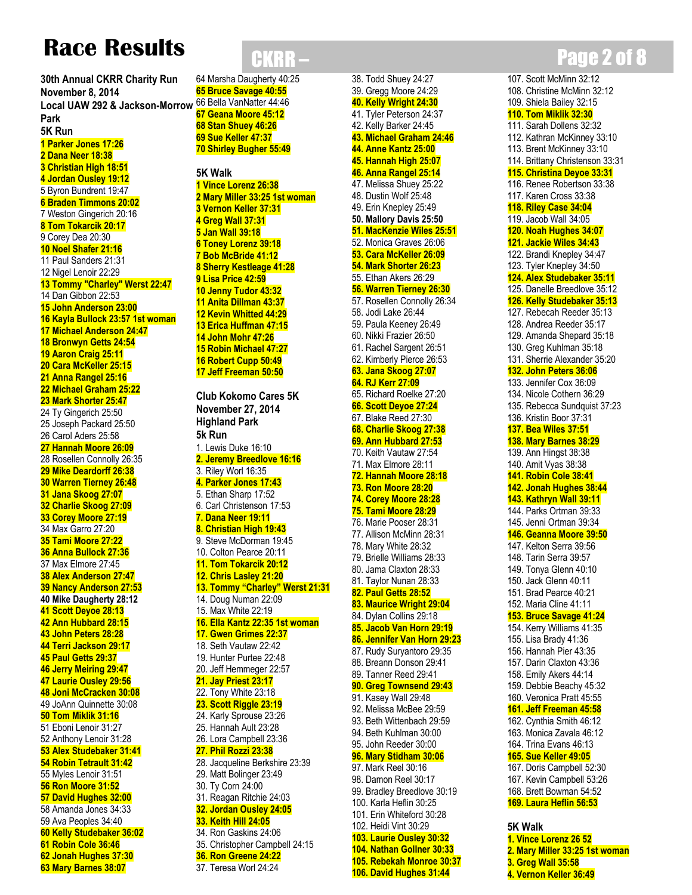# Race Results

**30th Annual CKRR Charity Run**
**November 8, 2014**
**Local UAW 292 & Jackson-Morrow Park**

**5K Run**

**1 Parker Jones 17:26**
**2 Dana Neer 18:38**
**3 Christian High 18:51**
**4 Jordan Ousley 19:12**
5 Byron Bundrent 19:47
**6 Braden Timmons 20:02**
7 Weston Gingerich 20:16
**8 Tom Tokarcik 20:17**
9 Corey Dea 20:30
**10 Noel Shafer 21:16**
11 Paul Sanders 21:31
12 Nigel Lenoir 22:29
**13 Tommy "Charley" Werst 22:47**
14 Dan Gibbon 22:53
**15 John Anderson 23:00**
**16 Kayla Bullock 23:57 1st woman**
**17 Michael Anderson 24:47**
**18 Bronwyn Getts 24:54**
**19 Aaron Craig 25:11**
**20 Cara McKeller 25:15**
**21 Anna Rangel 25:16**
**22 Michael Graham 25:22**
**23 Mark Shorter 25:47**
24 Ty Gingerich 25:50
25 Joseph Packard 25:50
26 Carol Aders 25:58
**27 Hannah Moore 26:09**
28 Rosellen Connolly 26:35
**29 Mike Deardorff 26:38**
**30 Warren Tierney 26:48**
**31 Jana Skoog 27:07**
**32 Charlie Skoog 27:09**
**33 Corey Moore 27:19**
34 Max Garro 27:20
**35 Tami Moore 27:22**
**36 Anna Bullock 27:36**
37 Max Elmore 27:45
**38 Alex Anderson 27:47**
**39 Nancy Anderson 27:53**
**40 Mike Daugherty 28:12**
**41 Scott Deyoe 28:13**
**42 Ann Hubbard 28:15**
**43 John Peters 28:28**
**44 Terri Jackson 29:17**
**45 Paul Getts 29:37**
**46 Jerry Meiring 29:47**
**47 Laurie Ousley 29:56**
**48 Joni McCracken 30:08**
49 JoAnn Quinnette 30:08
**50 Tom Miklik 31:16**
51 Eboni Lenoir 31:27
52 Anthony Lenoir 31:28
**53 Alex Studebaker 31:41**
**54 Robin Tetrault 31:42**
55 Myles Lenoir 31:51
**56 Ron Moore 31:52**
**57 David Hughes 32:00**
58 Amanda Jones 34:33
59 Ava Peoples 34:40
**60 Kelly Studebaker 36:02**
**61 Robin Cole 36:46**
**62 Jonah Hughes 37:30**
**63 Mary Barnes 38:07**
64 Marsha Daugherty 40:25
**65 Bruce Savage 40:55**
66 Bella VanNatter 44:46
**67 Geana Moore 45:12**
**68 Stan Shuey 46:26**
**69 Sue Keller 47:37**
**70 Shirley Bugher 55:49**

**5K Walk**

**1 Vince Lorenz 26:38**
**2 Mary Miller 33:25 1st woman**
**3 Vernon Keller 37:31**
**4 Greg Wall 37:31**
**5 Jan Wall 39:18**
**6 Toney Lorenz 39:18**
**7 Bob McBride 41:12**
**8 Sherry Kestleage 41:28**
**9 Lisa Price 42:59**
**10 Jenny Tudor 43:32**
**11 Anita Dillman 43:37**
**12 Kevin Whitted 44:29**
**13 Erica Huffman 47:15**
**14 John Mohr 47:26**
**15 Robin Michael 47:27**
**16 Robert Cupp 50:49**
**17 Jeff Freeman 50:50**

**Club Kokomo Cares 5K**
**November 27, 2014**
**Highland Park**

**5k Run**

1. Lewis Duke 16:10
**2. Jeremy Breedlove 16:16**
3. Riley Worl 16:35
**4. Parker Jones 17:43**
5. Ethan Sharp 17:52
6. Carl Christenson 17:53
**7. Dana Neer 19:11**
**8. Christian High 19:43**
9. Steve McDorman 19:45
10. Colton Pearce 20:11
**11. Tom Tokarcik 20:12**
**12. Chris Lasley 21:20**
**13. Tommy "Charley" Werst 21:31**
14. Doug Numan 22:09
15. Max White 22:19
**16. Ella Kantz 22:35 1st woman**
**17. Gwen Grimes 22:37**
18. Seth Vautaw 22:42
19. Hunter Purtee 22:48
20. Jeff Hemmeger 22:57
**21. Jay Priest 23:17**
22. Tony White 23:18
**23. Scott Riggle 23:19**
24. Karly Sprouse 23:26
25. Hannah Ault 23:28
26. Lora Campbell 23:36
**27. Phil Rozzi 23:38**
28. Jacqueline Berkshire 23:39
29. Matt Bolinger 23:49
30. Ty Corn 24:00
31. Reagan Ritchie 24:03
**32. Jordan Ousley 24:05**
**33. Keith Hill 24:05**
34. Ron Gaskins 24:06
35. Christopher Campbell 24:15
**36. Ron Greene 24:22**
37. Teresa Worl 24:24
38. Todd Shuey 24:27
39. Gregg Moore 24:29
**40. Kelly Wright 24:30**
41. Tyler Peterson 24:37
42. Kelly Barker 24:45
**43. Michael Graham 24:46**
**44. Anne Kantz 25:00**
**45. Hannah High 25:07**
**46. Anna Rangel 25:14**
47. Melissa Shuey 25:22
48. Dustin Wolf 25:48
49. Erin Knepley 25:49
**50. Mallory Davis 25:50**
**51. MacKenzie Wiles 25:51**
52. Monica Graves 26:06
**53. Cara McKeller 26:09**
**54. Mark Shorter 26:23**
55. Ethan Akers 26:29
**56. Warren Tierney 26:30**
57. Rosellen Connolly 26:34
58. Jodi Lake 26:44
59. Paula Keeney 26:49
60. Nikki Frazier 26:50
61. Rachel Sargent 26:51
62. Kimberly Pierce 26:53
**63. Jana Skoog 27:07**
**64. RJ Kerr 27:09**
65. Richard Roelke 27:20
**66. Scott Deyoe 27:24**
67. Blake Reed 27:30
**68. Charlie Skoog 27:38**
**69. Ann Hubbard 27:53**
70. Keith Vautaw 27:54
71. Max Elmore 28:11
**72. Hannah Moore 28:18**
**73. Ron Moore 28:20**
**74. Corey Moore 28:28**
**75. Tami Moore 28:29**
76. Marie Pooser 28:31
77. Allison McMinn 28:31
78. Mary White 28:32
79. Brielle Williams 28:33
80. Jama Claxton 28:33
81. Taylor Nunan 28:33
**82. Paul Getts 28:52**
**83. Maurice Wright 29:04**
84. Dylan Collins 29:18
**85. Jacob Van Horn 29:19**
**86. Jennifer Van Horn 29:23**
87. Rudy Suryantoro 29:35
88. Breann Donson 29:41
89. Tanner Reed 29:41
**90. Greg Townsend 29:43**
91. Kasey Wall 29:48
92. Melissa McBee 29:59
93. Beth Wittenbach 29:59
94. Beth Kuhlman 30:00
95. John Reeder 30:00
**96. Mary Stidham 30:06**
97. Mark Reel 30:16
98. Damon Reel 30:17
99. Bradley Breedlove 30:19
100. Karla Heflin 30:25
101. Erin Whiteford 30:28
102. Heidi Vint 30:29
**103. Laurie Ousley 30:32**
**104. Nathan Gollner 30:33**
**105. Rebekah Monroe 30:37**
**106. David Hughes 31:44**
107. Scott McMinn 32:12
108. Christine McMinn 32:12
109. Shiela Bailey 32:15
**110. Tom Miklik 32:30**
111. Sarah Dollens 32:32
112. Kathran McKinney 33:10
113. Brent McKinney 33:10
114. Brittany Christenson 33:31
**115. Christina Deyoe 33:31**
116. Renee Robertson 33:38
117. Karen Cross 33:38
**118. Riley Case 34:04**
119. Jacob Wall 34:05
**120. Noah Hughes 34:07**
**121. Jackie Wiles 34:43**
122. Brandi Knepley 34:47
123. Tyler Knepley 34:50
**124. Alex Studebaker 35:11**
125. Danelle Breedlove 35:12
**126. Kelly Studebaker 35:13**
127. Rebecah Reeder 35:13
128. Andrea Reeder 35:17
129. Amanda Shepard 35:18
130. Greg Kuhlman 35:18
131. Sherrie Alexander 35:20
**132. John Peters 36:06**
133. Jennifer Cox 36:09
134. Nicole Cothern 36:29
135. Rebecca Sundquist 37:23
136. Kristin Boor 37:31
**137. Bea Wiles 37:51**
**138. Mary Barnes 38:29**
139. Ann Hingst 38:38
140. Amit Vyas 38:38
**141. Robin Cole 38:41**
**142. Jonah Hughes 38:44**
**143. Kathryn Wall 39:11**
144. Parks Ortman 39:33
145. Jenni Ortman 39:34
**146. Geanna Moore 39:50**
147. Kelton Serra 39:56
148. Tarin Serra 39:57
149. Tonya Glenn 40:10
150. Jack Glenn 40:11
151. Brad Pearce 40:21
152. Maria Cline 41:11
**153. Bruce Savage 41:24**
154. Kerry Williams 41:35
155. Lisa Brady 41:36
156. Hannah Pier 43:35
157. Darin Claxton 43:36
158. Emily Akers 44:14
159. Debbie Beachy 45:32
160. Veronica Pratt 45:55
**161. Jeff Freeman 45:58**
162. Cynthia Smith 46:12
163. Monica Zavala 46:12
164. Trina Evans 46:13
**165. Sue Keller 49:05**
167. Doris Campbell 52:30
167. Kevin Campbell 53:26
168. Brett Bowman 54:52
**169. Laura Heflin 56:53**

**5K Walk**

**1. Vince Lorenz 26 52**
**2. Mary Miller 33:25 1st woman**
**3. Greg Wall 35:58**
**4. Vernon Keller 36:49**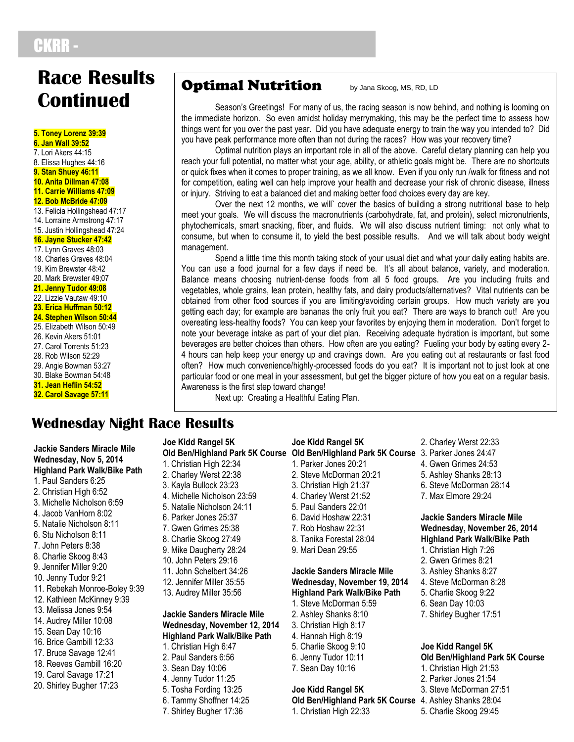# Race Results Continued

**5. Toney Lorenz 39:39**
**6. Jan Wall 39:52**
7. Lori Akers 44:15
8. Elissa Hughes 44:16
**9. Stan Shuey 46:11**
**10. Anita Dillman 47:08**
**11. Carrie Williams 47:09**
**12. Bob McBride 47:09**
13. Felicia Hollingshead 47:17
14. Lorraine Armstrong 47:17
15. Justin Hollingshead 47:24
**16. Jayne Stucker 47:42**
17. Lynn Graves 48:03
18. Charles Graves 48:04
19. Kim Brewster 48:42
20. Mark Brewster 49;07
**21. Jenny Tudor 49:08**
22. Lizzie Vautaw 49:10
**23. Erica Huffman 50:12**
**24. Stephen Wilson 50:44**
25. Elizabeth Wilson 50:49
26. Kevin Akers 51:01
27. Carol Torrents 51:23
28. Rob Wilson 52:29
29. Angie Bowman 53:27
30. Blake Bowman 54:48
**31. Jean Heflin 54:52**
**32. Carol Savage 57:11**

## Optimal Nutrition

by Jana Skoog, MS, RD, LD

Season's Greetings! For many of us, the racing season is now behind, and nothing is looming on the immediate horizon. So even amidst holiday merrymaking, this may be the perfect time to assess how things went for you over the past year. Did you have adequate energy to train the way you intended to? Did you have peak performance more often than not during the races? How was your recovery time?

Optimal nutrition plays an important role in all of the above. Careful dietary planning can help you reach your full potential, no matter what your age, ability, or athletic goals might be. There are no shortcuts or quick fixes when it comes to proper training, as we all know. Even if you only run /walk for fitness and not for competition, eating well can help improve your health and decrease your risk of chronic disease, illness or injury. Striving to eat a balanced diet and making better food choices every day are key.

Over the next 12 months, we will` cover the basics of building a strong nutritional base to help meet your goals. We will discuss the macronutrients (carbohydrate, fat, and protein), select micronutrients, phytochemicals, smart snacking, fiber, and fluids. We will also discuss nutrient timing: not only what to consume, but when to consume it, to yield the best possible results. And we will talk about body weight management.

Spend a little time this month taking stock of your usual diet and what your daily eating habits are. You can use a food journal for a few days if need be. It's all about balance, variety, and moderation. Balance means choosing nutrient-dense foods from all 5 food groups. Are you including fruits and vegetables, whole grains, lean protein, healthy fats, and dairy products/alternatives? Vital nutrients can be obtained from other food sources if you are limiting/avoiding certain groups. How much variety are you getting each day; for example are bananas the only fruit you eat? There are ways to branch out! Are you overeating less-healthy foods? You can keep your favorites by enjoying them in moderation. Don't forget to note your beverage intake as part of your diet plan. Receiving adequate hydration is important, but some beverages are better choices than others. How often are you eating? Fueling your body by eating every 2-4 hours can help keep your energy up and cravings down. Are you eating out at restaurants or fast food often? How much convenience/highly-processed foods do you eat? It is important not to just look at one particular food or one meal in your assessment, but get the bigger picture of how you eat on a regular basis. Awareness is the first step toward change!

Next up: Creating a Healthful Eating Plan.

## Wednesday Night Race Results

**Jackie Sanders Miracle Mile**
**Wednesday, Nov 5, 2014**
**Highland Park Walk/Bike Path**
1. Paul Sanders 6:25
2. Christian High 6:52
3. Michelle Nicholson 6:59
4. Jacob VanHorn 8:02
5. Natalie Nicholson 8:11
6. Stu Nicholson 8:11
7. John Peters 8:38
8. Charlie Skoog 8:43
9. Jennifer Miller 9:20
10. Jenny Tudor 9:21
11. Rebekah Monroe-Boley 9:39
12. Kathleen McKinney 9:39
13. Melissa Jones 9:54
14. Audrey Miller 10:08
15. Sean Day 10:16
16. Brice Gambill 12:33
17. Bruce Savage 12:41
18. Reeves Gambill 16:20
19. Carol Savage 17:21
20. Shirley Bugher 17:23

**Joe Kidd Rangel 5K**
**Old Ben/Highland Park 5K Course**
1. Christian High 22:34
2. Charley Werst 22:38
3. Kayla Bullock 23:23
4. Michelle Nicholson 23:59
5. Natalie Nicholson 24:11
6. Parker Jones 25:37
7. Gwen Grimes 25:38
8. Charlie Skoog 27:49
9. Mike Daugherty 28:24
10. John Peters 29:16
11. John Schelbert 34:26
12. Jennifer Miller 35:55
13. Audrey Miller 35:56

**Jackie Sanders Miracle Mile**
**Wednesday, November 12, 2014**
**Highland Park Walk/Bike Path**
1. Christian High 6:47
2. Paul Sanders 6:56
3. Sean Day 10:06
4. Jenny Tudor 11:25
5. Tosha Fording 13:25
6. Tammy Shoffner 14:25
7. Shirley Bugher 17:36

**Joe Kidd Rangel 5K**
**Old Ben/Highland Park 5K Course**
1. Parker Jones 20:21
2. Steve McDorman 20:21
3. Christian High 21:37
4. Charley Werst 21:52
5. Paul Sanders 22:01
6. David Hoshaw 22:31
7. Rob Hoshaw 22:31
8. Tanika Forestal 28:04
9. Mari Dean 29:55

**Jackie Sanders Miracle Mile**
**Wednesday, November 19, 2014**
**Highland Park Walk/Bike Path**
1. Steve McDorman 5:59
2. Ashley Shanks 8:10
3. Christian High 8:17
4. Hannah High 8:19
5. Charlie Skoog 9:10
6. Jenny Tudor 10:11
7. Sean Day 10:16

**Joe Kidd Rangel 5K**
**Old Ben/Highland Park 5K Course**
1. Christian High 22:33
2. Charley Werst 22:33
3. Parker Jones 24:47
4. Gwen Grimes 24:53
5. Ashley Shanks 28:13
6. Steve McDorman 28:14
7. Max Elmore 29:24

**Jackie Sanders Miracle Mile**
**Wednesday, November 26, 2014**
**Highland Park Walk/Bike Path**
1. Christian High 7:26
2. Gwen Grimes 8:21
3. Ashley Shanks 8:27
4. Steve McDorman 8:28
5. Charlie Skoog 9:22
6. Sean Day 10:03
7. Shirley Bugher 17:51

**Joe Kidd Rangel 5K**
**Old Ben/Highland Park 5K Course**
1. Christian High 21:53
2. Parker Jones 21:54
3. Steve McDorman 27:51
4. Ashley Shanks 28:04
5. Charlie Skoog 29:45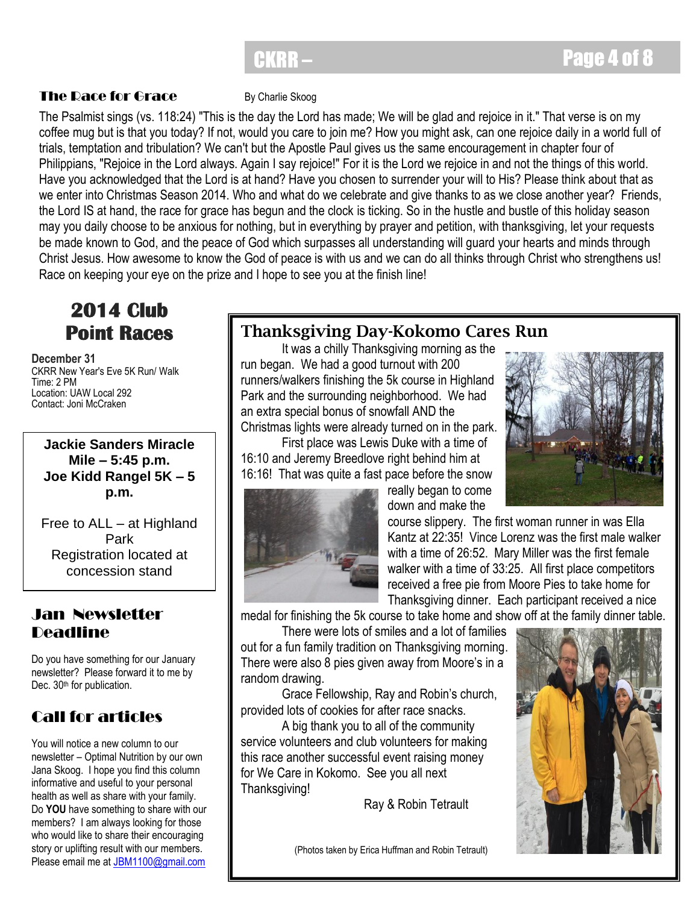## The Race for Grace

By Charlie Skoog

The Psalmist sings (vs. 118:24) "This is the day the Lord has made; We will be glad and rejoice in it." That verse is on my coffee mug but is that you today? If not, would you care to join me? How you might ask, can one rejoice daily in a world full of trials, temptation and tribulation? We can't but the Apostle Paul gives us the same encouragement in chapter four of Philippians, "Rejoice in the Lord always. Again I say rejoice!" For it is the Lord we rejoice in and not the things of this world. Have you acknowledged that the Lord is at hand? Have you chosen to surrender your will to His? Please think about that as we enter into Christmas Season 2014. Who and what do we celebrate and give thanks to as we close another year? Friends, the Lord IS at hand, the race for grace has begun and the clock is ticking. So in the hustle and bustle of this holiday season may you daily choose to be anxious for nothing, but in everything by prayer and petition, with thanksgiving, let your requests be made known to God, and the peace of God which surpasses all understanding will guard your hearts and minds through Christ Jesus. How awesome to know the God of peace is with us and we can do all thinks through Christ who strengthens us! Race on keeping your eye on the prize and I hope to see you at the finish line!

## 2014 Club Point Races

**December 31**
CKRR New Year's Eve 5K Run/ Walk
Time: 2 PM
Location: UAW Local 292
Contact: Joni McCraken

**Jackie Sanders Miracle Mile – 5:45 p.m.**
**Joe Kidd Rangel 5K – 5 p.m.**

Free to ALL – at Highland Park
Registration located at concession stand

## Jan Newsletter Deadline

Do you have something for our January newsletter? Please forward it to me by Dec. 30th for publication.

## Call for articles

You will notice a new column to our newsletter – Optimal Nutrition by our own Jana Skoog. I hope you find this column informative and useful to your personal health as well as share with your family. Do **YOU** have something to share with our members? I am always looking for those who would like to share their encouraging story or uplifting result with our members. Please email me at JBM1100@gmail.com

## Thanksgiving Day-Kokomo Cares Run

It was a chilly Thanksgiving morning as the run began. We had a good turnout with 200 runners/walkers finishing the 5k course in Highland Park and the surrounding neighborhood. We had an extra special bonus of snowfall AND the Christmas lights were already turned on in the park.

First place was Lewis Duke with a time of 16:10 and Jeremy Breedlove right behind him at 16:16! That was quite a fast pace before the snow really began to come down and make the course slippery. The first woman runner in was Ella Kantz at 22:35! Vince Lorenz was the first male walker with a time of 26:52. Mary Miller was the first female walker with a time of 33:25. All first place competitors received a free pie from Moore Pies to take home for Thanksgiving dinner. Each participant received a nice medal for finishing the 5k course to take home and show off at the family dinner table.

There were lots of smiles and a lot of families out for a fun family tradition on Thanksgiving morning. There were also 8 pies given away from Moore's in a random drawing.

Grace Fellowship, Ray and Robin's church, provided lots of cookies for after race snacks.

A big thank you to all of the community service volunteers and club volunteers for making this race another successful event raising money for We Care in Kokomo. See you all next Thanksgiving!

Ray & Robin Tetrault

(Photos taken by Erica Huffman and Robin Tetrault)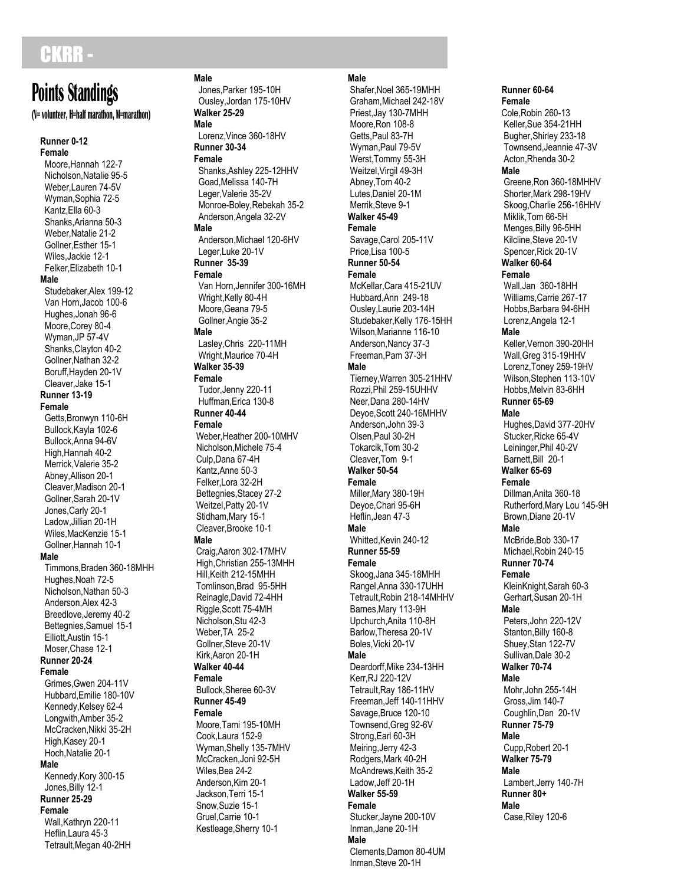# CKRR -

## Points Standings

(V= volunteer, H=half marathon, M=marathon)

### Runner 0-12

**Female**

- Moore,Hannah 122-7
- Nicholson,Natalie 95-5
- Weber,Lauren 74-5V
- Wyman,Sophia 72-5
- Kantz,Ella 60-3
- Shanks,Arianna 50-3
- Weber,Natalie 21-2
- Gollner,Esther 15-1
- Wiles,Jackie 12-1
- Felker,Elizabeth 10-1

**Male**

- Studebaker,Alex 199-12
- Van Horn,Jacob 100-6
- Hughes,Jonah 96-6
- Moore,Corey 80-4
- Wyman,JP 57-4V
- Shanks,Clayton 40-2
- Gollner,Nathan 32-2
- Boruff,Hayden 20-1V
- Cleaver,Jake 15-1

### Runner 13-19

**Female**

- Getts,Bronwyn 110-6H
- Bullock,Kayla 102-6
- Bullock,Anna 94-6V
- High,Hannah 40-2
- Merrick,Valerie 35-2
- Abney,Allison 20-1
- Cleaver,Madison 20-1
- Gollner,Sarah 20-1V
- Jones,Carly 20-1
- Ladow,Jillian 20-1H
- Wiles,MacKenzie 15-1
- Gollner,Hannah 10-1

**Male**

- Timmons,Braden 360-18MHH
- Hughes,Noah 72-5
- Nicholson,Nathan 50-3
- Anderson,Alex 42-3
- Breedlove,Jeremy 40-2
- Bettegnies,Samuel 15-1
- Elliott,Austin 15-1
- Moser,Chase 12-1

### Runner 20-24

**Female**

- Grimes,Gwen 204-11V
- Hubbard,Emilie 180-10V
- Kennedy,Kelsey 62-4
- Longwith,Amber 35-2
- McCracken,Nikki 35-2H
- High,Kasey 20-1
- Hoch,Natalie 20-1

**Male**

- Kennedy,Kory 300-15
- Jones,Billy 12-1

### Runner 25-29

**Female**

- Wall,Kathryn 220-11
- Heflin,Laura 45-3
- Tetrault,Megan 40-2HH

**Male**

- Jones,Parker 195-10H
- Ousley,Jordan 175-10HV

### Walker 25-29

**Male**

- Lorenz,Vince 360-18HV

### Runner 30-34

**Female**

- Shanks,Ashley 225-12HHV
- Goad,Melissa 140-7H
- Leger,Valerie 35-2V
- Monroe-Boley,Rebekah 35-2
- Anderson,Angela 32-2V

**Male**

- Anderson,Michael 120-6HV
- Leger,Luke 20-1V

### Runner 35-39

**Female**

- Van Horn,Jennifer 300-16MH
- Wright,Kelly 80-4H
- Moore,Geana 79-5
- Gollner,Angie 35-2

**Male**

- Lasley,Chris 220-11MH
- Wright,Maurice 70-4H

### Walker 35-39

**Female**

- Tudor,Jenny 220-11
- Huffman,Erica 130-8

### Runner 40-44

**Female**

- Weber,Heather 200-10MHV
- Nicholson,Michele 75-4
- Culp,Dana 67-4H
- Kantz,Anne 50-3
- Felker,Lora 32-2H
- Bettegnies,Stacey 27-2
- Weitzel,Patty 20-1V
- Stidham,Mary 15-1
- Cleaver,Brooke 10-1

**Male**

- Craig,Aaron 302-17MHV
- High,Christian 255-13MHH
- Hill,Keith 212-15MHH
- Tomlinson,Brad 95-5HH
- Reinagle,David 72-4HH
- Riggle,Scott 75-4MH
- Nicholson,Stu 42-3
- Weber,TA 25-2
- Gollner,Steve 20-1V
- Kirk,Aaron 20-1H

### Walker 40-44

**Female**

- Bullock,Sheree 60-3V

### Runner 45-49

**Female**

- Moore,Tami 195-10MH
- Cook,Laura 152-9
- Wyman,Shelly 135-7MHV
- McCracken,Joni 92-5H
- Wiles,Bea 24-2
- Anderson,Kim 20-1
- Jackson,Terri 15-1
- Snow,Suzie 15-1
- Gruel,Carrie 10-1
- Kestleage,Sherry 10-1

**Male**

- Shafer,Noel 365-19MHH
- Graham,Michael 242-18V
- Priest,Jay 130-7MH
- Moore,Ron 108-8
- Getts,Paul 83-7H
- Wyman,Paul 79-5V
- Werst,Tommy 55-3H
- Weitzel,Virgil 49-3H
- Abney,Tom 40-2
- Lutes,Daniel 20-1M
- Merrik,Steve 9-1

### Walker 45-49

**Female**

- Savage,Carol 205-11V
- Price,Lisa 100-5

### Runner 50-54

**Female**

- McKellar,Cara 415-21UV
- Hubbard,Ann 249-18
- Ousley,Laurie 203-14H
- Studebaker,Kelly 176-15HH
- Wilson,Marianne 116-10
- Anderson,Nancy 37-3
- Freeman,Pam 37-3H

**Male**

- Tierney,Warren 305-21HHV
- Rozzi,Phil 259-15UHHV
- Neer,Dana 280-14HV
- Deyoe,Scott 240-16MHHV
- Anderson,John 39-3
- Olsen,Paul 30-2H
- Tokarcik,Tom 30-2
- Cleaver,Tom 9-1

### Walker 50-54

**Female**

- Miller,Mary 380-19H
- Deyoe,Chari 95-6H
- Heflin,Jean 47-3

**Male**

- Whitted,Kevin 240-12

### Runner 55-59

**Female**

- Skoog,Jana 345-18MHH
- Rangel,Anna 330-17UHH
- Tetrault,Robin 218-14MMHV
- Barnes,Mary 113-9H
- Upchurch,Anita 110-8H
- Barlow,Theresa 20-1V
- Boles,Vicki 20-1V

**Male**

- Deardorff,Mike 234-13HH
- Kerr,RJ 220-12V
- Tetrault,Ray 186-11HV
- Freeman,Jeff 140-11HHV
- Savage,Bruce 120-10
- Townsend,Greg 92-6V
- Strong,Earl 60-3H
- Meiring,Jerry 42-3
- Rodgers,Mark 40-2H
- McAndrews,Keith 35-2
- Ladow,Jeff 20-1H

### Walker 55-59

**Female**

- Stucker,Jayne 200-10V
- Inman,Jane 20-1H

**Male**

- Clements,Damon 80-4UM
- Inman,Steve 20-1H

### Runner 60-64

**Female**

- Cole,Robin 260-13
- Keller,Sue 354-21HH
- Bugher,Shirley 233-18
- Townsend,Jeannie 47-3V
- Acton,Rhenda 30-2

**Male**

- Greene,Ron 360-18MHHV
- Shorter,Mark 298-19HV
- Skoog,Charlie 256-16HHV
- Miklik,Tom 66-5H
- Menges,Billy 96-5HH
- Kilcline,Steve 20-1V
- Spencer,Rick 20-1V

### Walker 60-64

**Female**

- Wall,Jan 360-18HH
- Williams,Carrie 267-17
- Hobbs,Barbara 94-6HH
- Lorenz,Angela 12-1

**Male**

- Keller,Vernon 390-20HH
- Wall,Greg 315-19HHV
- Lorenz,Toney 259-19HV
- Wilson,Stephen 113-10V
- Hobbs,Melvin 83-6HH

### Runner 65-69

**Male**

- Hughes,David 377-20HV
- Stucker,Ricke 65-4V
- Leininger,Phil 40-2V
- Barnett,Bill 20-1

### Walker 65-69

**Female**

- Dillman,Anita 360-18
- Rutherford,Mary Lou 145-9H
- Brown,Diane 20-1V

**Male**

- McBride,Bob 330-17
- Michael,Robin 240-15

### Runner 70-74

**Female**

- KleinKnight,Sarah 60-3
- Gerhart,Susan 20-1H

**Male**

- Peters,John 220-12V
- Stanton,Billy 160-8
- Shuey,Stan 122-7V
- Sullivan,Dale 30-2

### Walker 70-74

**Male**

- Mohr,John 255-14H
- Gross,Jim 140-7
- Coughlin,Dan 20-1V

### Runner 75-79

**Male**

- Cupp,Robert 20-1

### Walker 75-79

**Male**

- Lambert,Jerry 140-7H

### Runner 80+

**Male**

- Case,Riley 120-6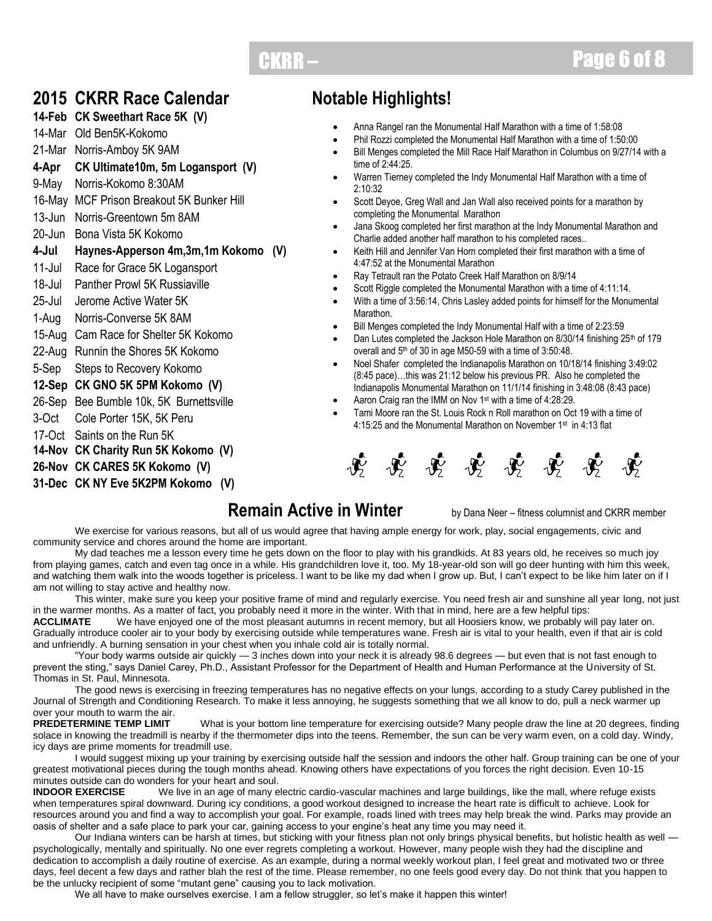## 2015 CKRR Race Calendar

**14-Feb CK Sweethart Race 5K (V)**
14-Mar Old Ben5K-Kokomo
21-Mar Norris-Amboy 5K 9AM
**4-Apr CK Ultimate10m, 5m Logansport (V)**
9-May Norris-Kokomo 8:30AM
16-May MCF Prison Breakout 5K Bunker Hill
13-Jun Norris-Greentown 5m 8AM
20-Jun Bona Vista 5K Kokomo
**4-Jul Haynes-Apperson 4m,3m,1m Kokomo (V)**
11-Jul Race for Grace 5K Logansport
18-Jul Panther Prowl 5K Russiaville
25-Jul Jerome Active Water 5K
1-Aug Norris-Converse 5K 8AM
15-Aug Cam Race for Shelter 5K Kokomo
22-Aug Runnin the Shores 5K Kokomo
5-Sep Steps to Recovery Kokomo
**12-Sep CK GNO 5K 5PM Kokomo (V)**
26-Sep Bee Bumble 10k, 5K Burnettsville
3-Oct Cole Porter 15K, 5K Peru
17-Oct Saints on the Run 5K
**14-Nov CK Charity Run 5K Kokomo (V)**
**26-Nov CK CARES 5K Kokomo (V)**
**31-Dec CK NY Eve 5K2PM Kokomo (V)**

## Notable Highlights!

- Anna Rangel ran the Monumental Half Marathon with a time of 1:58:08
- Phil Rozzi completed the Monumental Half Marathon with a time of 1:50:00
- Bill Menges completed the Mill Race Half Marathon in Columbus on 9/27/14 with a time of 2:44:25.
- Warren Tierney completed the Indy Monumental Half Marathon with a time of 2:10:32
- Scott Deyoe, Greg Wall and Jan Wall also received points for a marathon by completing the Monumental Marathon
- Jana Skoog completed her first marathon at the Indy Monumental Marathon and Charlie added another half marathon to his completed races..
- Keith Hill and Jennifer Van Horn completed their first marathon with a time of 4:47:52 at the Monumental Marathon
- Ray Tetrault ran the Potato Creek Half Marathon on 8/9/14
- Scott Riggle completed the Monumental Marathon with a time of 4:11:14.
- With a time of 3:56:14, Chris Lasley added points for himself for the Monumental Marathon.
- Bill Menges completed the Indy Monumental Half with a time of 2:23:59
- Dan Lutes completed the Jackson Hole Marathon on 8/30/14 finishing 25th of 179 overall and 5th of 30 in age M50-59 with a time of 3:50:48.
- Noel Shafer completed the Indianapolis Marathon on 10/18/14 finishing 3:49:02 (8:45 pace)…this was 21:12 below his previous PR. Also he completed the Indianapolis Monumental Marathon on 11/1/14 finishing in 3:48:08 (8:43 pace)
- Aaron Craig ran the IMM on Nov 1st with a time of 4:28:29.
- Tami Moore ran the St. Louis Rock n Roll marathon on Oct 19 with a time of 4:15:25 and the Monumental Marathon on November 1st in 4:13 flat

## Remain Active in Winter

by Dana Neer – fitness columnist and CKRR member

We exercise for various reasons, but all of us would agree that having ample energy for work, play, social engagements, civic and community service and chores around the home are important.

My dad teaches me a lesson every time he gets down on the floor to play with his grandkids. At 83 years old, he receives so much joy from playing games, catch and even tag once in a while. His grandchildren love it, too. My 18-year-old son will go deer hunting with him this week, and watching them walk into the woods together is priceless. I want to be like my dad when I grow up. But, I can't expect to be like him later on if I am not willing to stay active and healthy now.

This winter, make sure you keep your positive frame of mind and regularly exercise. You need fresh air and sunshine all year long, not just in the warmer months. As a matter of fact, you probably need it more in the winter. With that in mind, here are a few helpful tips:

**ACCLIMATE** We have enjoyed one of the most pleasant autumns in recent memory, but all Hoosiers know, we probably will pay later on. Gradually introduce cooler air to your body by exercising outside while temperatures wane. Fresh air is vital to your health, even if that air is cold and unfriendly. A burning sensation in your chest when you inhale cold air is totally normal.

"Your body warms outside air quickly — 3 inches down into your neck it is already 98.6 degrees — but even that is not fast enough to prevent the sting," says Daniel Carey, Ph.D., Assistant Professor for the Department of Health and Human Performance at the University of St. Thomas in St. Paul, Minnesota.

The good news is exercising in freezing temperatures has no negative effects on your lungs, according to a study Carey published in the Journal of Strength and Conditioning Research. To make it less annoying, he suggests something that we all know to do, pull a neck warmer up over your mouth to warm the air.

**PREDETERMINE TEMP LIMIT** What is your bottom line temperature for exercising outside? Many people draw the line at 20 degrees, finding solace in knowing the treadmill is nearby if the thermometer dips into the teens. Remember, the sun can be very warm even, on a cold day. Windy, icy days are prime moments for treadmill use.

I would suggest mixing up your training by exercising outside half the session and indoors the other half. Group training can be one of your greatest motivational pieces during the tough months ahead. Knowing others have expectations of you forces the right decision. Even 10-15 minutes outside can do wonders for your heart and soul.

**INDOOR EXERCISE** We live in an age of many electric cardio-vascular machines and large buildings, like the mall, where refuge exists when temperatures spiral downward. During icy conditions, a good workout designed to increase the heart rate is difficult to achieve. Look for resources around you and find a way to accomplish your goal. For example, roads lined with trees may help break the wind. Parks may provide an oasis of shelter and a safe place to park your car, gaining access to your engine's heat any time you may need it.

Our Indiana winters can be harsh at times, but sticking with your fitness plan not only brings physical benefits, but holistic health as well — psychologically, mentally and spiritually. No one ever regrets completing a workout. However, many people wish they had the discipline and dedication to accomplish a daily routine of exercise. As an example, during a normal weekly workout plan, I feel great and motivated two or three days, feel decent a few days and rather blah the rest of the time. Please remember, no one feels good every day. Do not think that you happen to be the unlucky recipient of some "mutant gene" causing you to lack motivation.

We all have to make ourselves exercise. I am a fellow struggler, so let's make it happen this winter!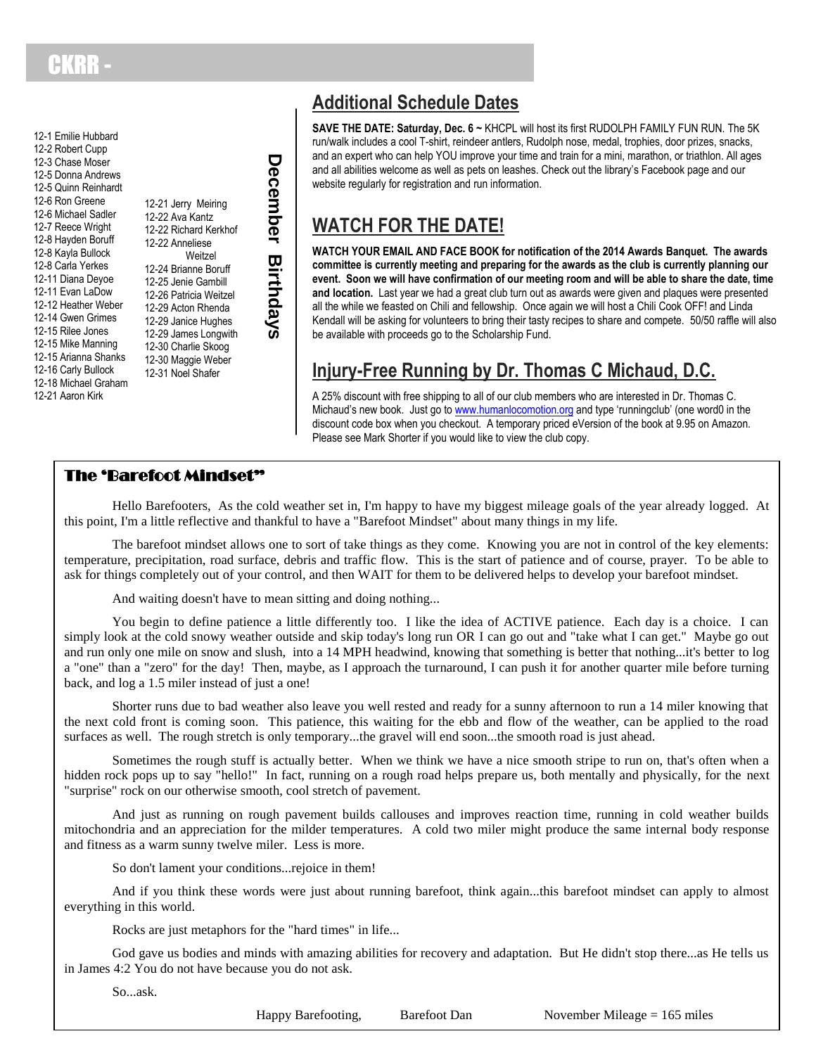# CKRR -

## December Birthdays

12-1 Emilie Hubbard
12-2 Robert Cupp
12-3 Chase Moser
12-5 Donna Andrews
12-5 Quinn Reinhardt
12-6 Ron Greene
12-6 Michael Sadler
12-7 Reece Wright
12-8 Hayden Boruff
12-8 Kayla Bullock
12-8 Carla Yerkes
12-11 Diana Deyoe
12-11 Evan LaDow
12-12 Heather Weber
12-14 Gwen Grimes
12-15 Rilee Jones
12-15 Mike Manning
12-15 Arianna Shanks
12-16 Carly Bullock
12-18 Michael Graham
12-21 Aaron Kirk
12-21 Jerry Meiring
12-22 Ava Kantz
12-22 Richard Kerkhof
12-22 Anneliese Weitzel
12-24 Brianne Boruff
12-25 Jenie Gambill
12-26 Patricia Weitzel
12-29 Acton Rhenda
12-29 Janice Hughes
12-29 James Longwith
12-30 Charlie Skoog
12-30 Maggie Weber
12-31 Noel Shafer

## Additional Schedule Dates

**SAVE THE DATE: Saturday, Dec. 6 ~** KHCPL will host its first RUDOLPH FAMILY FUN RUN. The 5K run/walk includes a cool T-shirt, reindeer antlers, Rudolph nose, medal, trophies, door prizes, snacks, and an expert who can help YOU improve your time and train for a mini, marathon, or triathlon. All ages and all abilities welcome as well as pets on leashes. Check out the library's Facebook page and our website regularly for registration and run information.

## WATCH FOR THE DATE!

**WATCH YOUR EMAIL AND FACE BOOK for notification of the 2014 Awards Banquet. The awards committee is currently meeting and preparing for the awards as the club is currently planning our event. Soon we will have confirmation of our meeting room and will be able to share the date, time and location.** Last year we had a great club turn out as awards were given and plaques were presented all the while we feasted on Chili and fellowship. Once again we will host a Chili Cook OFF! and Linda Kendall will be asking for volunteers to bring their tasty recipes to share and compete. 50/50 raffle will also be available with proceeds go to the Scholarship Fund.

## Injury-Free Running by Dr. Thomas C Michaud, D.C.

A 25% discount with free shipping to all of our club members who are interested in Dr. Thomas C. Michaud's new book. Just go to www.humanlocomotion.org and type 'runningclub' (one word0 in the discount code box when you checkout. A temporary priced eVersion of the book at 9.95 on Amazon. Please see Mark Shorter if you would like to view the club copy.

## The 'Barefoot Mindset"

Hello Barefooters, As the cold weather set in, I'm happy to have my biggest mileage goals of the year already logged. At this point, I'm a little reflective and thankful to have a "Barefoot Mindset" about many things in my life.

The barefoot mindset allows one to sort of take things as they come. Knowing you are not in control of the key elements: temperature, precipitation, road surface, debris and traffic flow. This is the start of patience and of course, prayer. To be able to ask for things completely out of your control, and then WAIT for them to be delivered helps to develop your barefoot mindset.

And waiting doesn't have to mean sitting and doing nothing...

You begin to define patience a little differently too. I like the idea of ACTIVE patience. Each day is a choice. I can simply look at the cold snowy weather outside and skip today's long run OR I can go out and "take what I can get." Maybe go out and run only one mile on snow and slush, into a 14 MPH headwind, knowing that something is better that nothing...it's better to log a "one" than a "zero" for the day! Then, maybe, as I approach the turnaround, I can push it for another quarter mile before turning back, and log a 1.5 miler instead of just a one!

Shorter runs due to bad weather also leave you well rested and ready for a sunny afternoon to run a 14 miler knowing that the next cold front is coming soon. This patience, this waiting for the ebb and flow of the weather, can be applied to the road surfaces as well. The rough stretch is only temporary...the gravel will end soon...the smooth road is just ahead.

Sometimes the rough stuff is actually better. When we think we have a nice smooth stripe to run on, that's often when a hidden rock pops up to say "hello!" In fact, running on a rough road helps prepare us, both mentally and physically, for the next "surprise" rock on our otherwise smooth, cool stretch of pavement.

And just as running on rough pavement builds callouses and improves reaction time, running in cold weather builds mitochondria and an appreciation for the milder temperatures. A cold two miler might produce the same internal body response and fitness as a warm sunny twelve miler. Less is more.

So don't lament your conditions...rejoice in them!

And if you think these words were just about running barefoot, think again...this barefoot mindset can apply to almost everything in this world.

Rocks are just metaphors for the "hard times" in life...

God gave us bodies and minds with amazing abilities for recovery and adaptation. But He didn't stop there...as He tells us in James 4:2 You do not have because you do not ask.

So...ask.

Happy Barefooting, Barefoot Dan November Mileage = 165 miles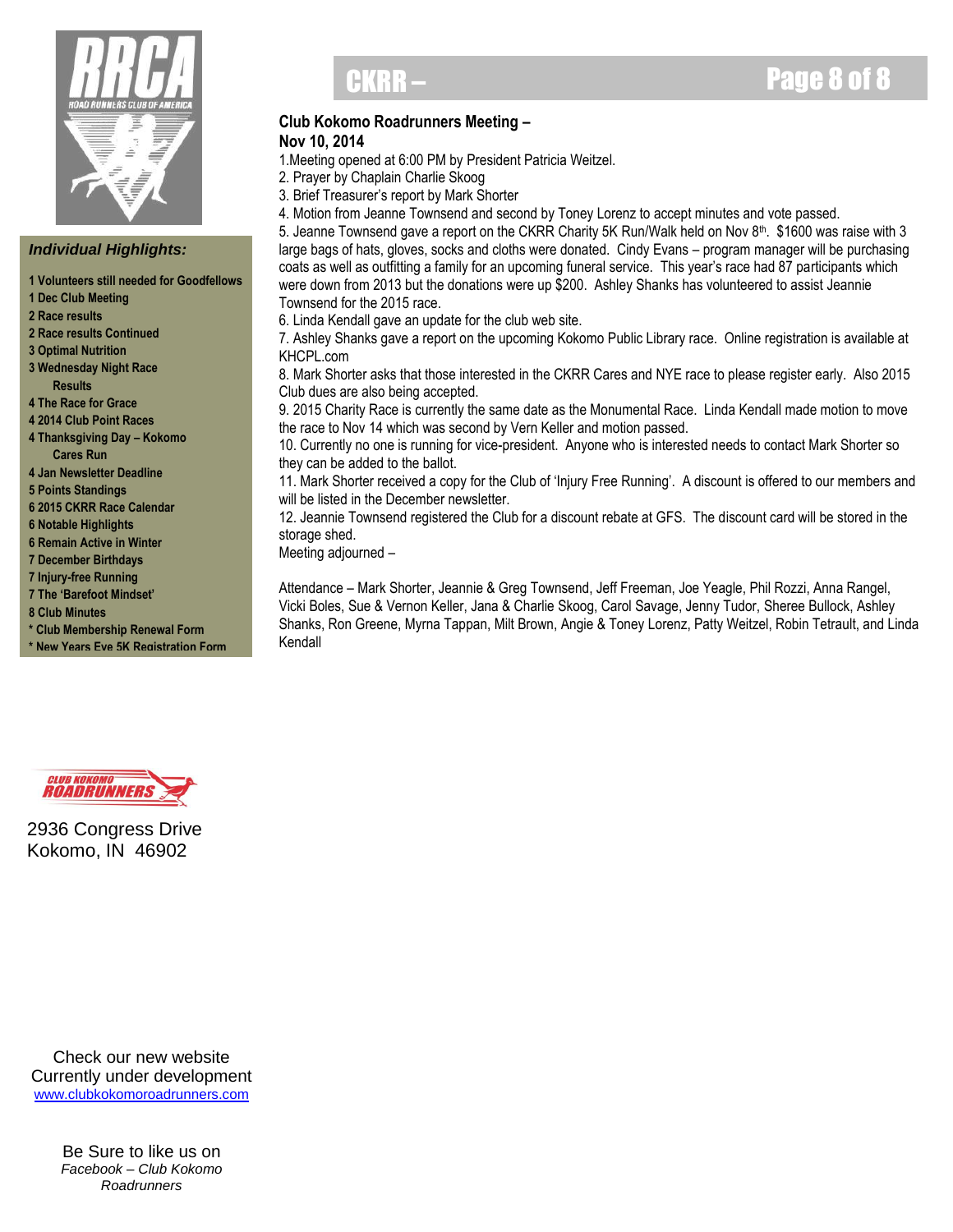## Individual Highlights:

1 Volunteers still needed for Goodfellows
1 Dec Club Meeting
2 Race results
2 Race results Continued
3 Optimal Nutrition
3 Wednesday Night Race Results
4 The Race for Grace
4 2014 Club Point Races
4 Thanksgiving Day – Kokomo Cares Run
4 Jan Newsletter Deadline
5 Points Standings
6 2015 CKRR Race Calendar
6 Notable Highlights
6 Remain Active in Winter
7 December Birthdays
7 Injury-free Running
7 The 'Barefoot Mindset'
8 Club Minutes
* Club Membership Renewal Form
* New Years Eve 5K Registration Form

2936 Congress Drive
Kokomo, IN 46902

Check our new website
Currently under development
www.clubkokomoroadrunners.com

Be Sure to like us on
*Facebook – Club Kokomo Roadrunners*

# CKRR –

### Club Kokomo Roadrunners Meeting – Nov 10, 2014

1.Meeting opened at 6:00 PM by President Patricia Weitzel.
2. Prayer by Chaplain Charlie Skoog
3. Brief Treasurer's report by Mark Shorter
4. Motion from Jeanne Townsend and second by Toney Lorenz to accept minutes and vote passed.
5. Jeanne Townsend gave a report on the CKRR Charity 5K Run/Walk held on Nov 8th. $1600 was raise with 3 large bags of hats, gloves, socks and cloths were donated. Cindy Evans – program manager will be purchasing coats as well as outfitting a family for an upcoming funeral service. This year's race had 87 participants which were down from 2013 but the donations were up $200. Ashley Shanks has volunteered to assist Jeannie Townsend for the 2015 race.
6. Linda Kendall gave an update for the club web site.
7. Ashley Shanks gave a report on the upcoming Kokomo Public Library race. Online registration is available at KHCPL.com
8. Mark Shorter asks that those interested in the CKRR Cares and NYE race to please register early. Also 2015 Club dues are also being accepted.
9. 2015 Charity Race is currently the same date as the Monumental Race. Linda Kendall made motion to move the race to Nov 14 which was second by Vern Keller and motion passed.
10. Currently no one is running for vice-president. Anyone who is interested needs to contact Mark Shorter so they can be added to the ballot.
11. Mark Shorter received a copy for the Club of 'Injury Free Running'. A discount is offered to our members and will be listed in the December newsletter.
12. Jeannie Townsend registered the Club for a discount rebate at GFS. The discount card will be stored in the storage shed.
Meeting adjourned –

Attendance – Mark Shorter, Jeannie & Greg Townsend, Jeff Freeman, Joe Yeagle, Phil Rozzi, Anna Rangel, Vicki Boles, Sue & Vernon Keller, Jana & Charlie Skoog, Carol Savage, Jenny Tudor, Sheree Bullock, Ashley Shanks, Ron Greene, Myrna Tappan, Milt Brown, Angie & Toney Lorenz, Patty Weitzel, Robin Tetrault, and Linda Kendall